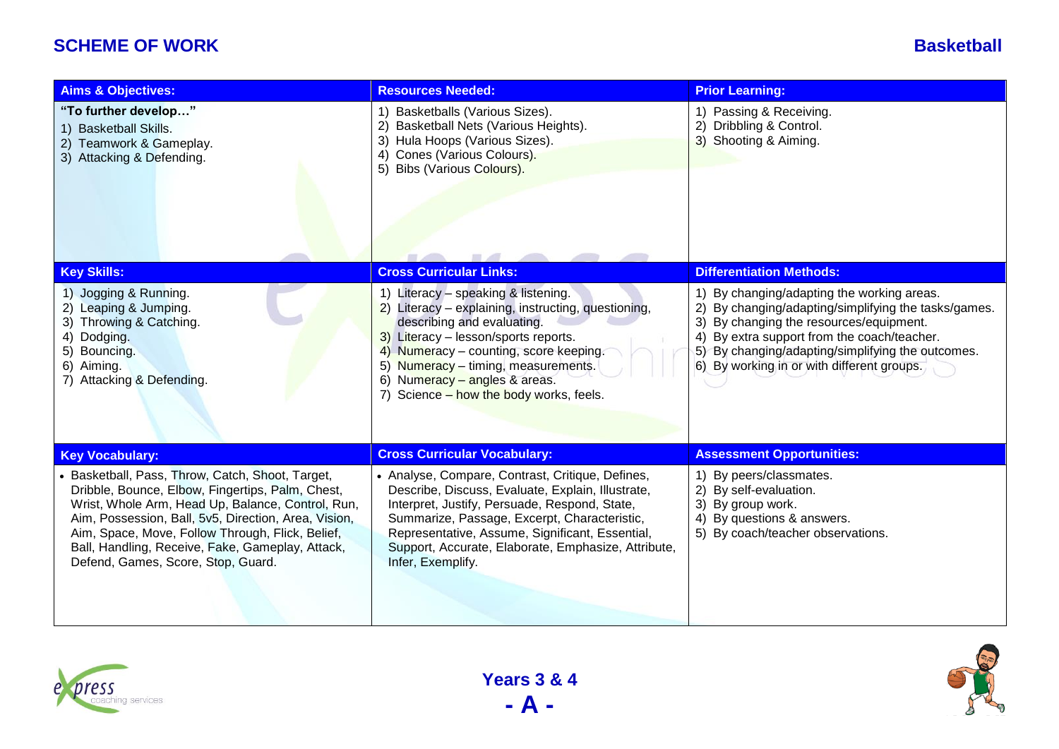# SCHEME OF WORK

## Basketball

### Aims & Objectives:

**"To further develop…"**

1) Basketball Skills.
2) Teamwork & Gameplay.
3) Attacking & Defending.

### Resources Needed:

1) Basketballs (Various Sizes).
2) Basketball Nets (Various Heights).
3) Hula Hoops (Various Sizes).
4) Cones (Various Colours).
5) Bibs (Various Colours).

### Prior Learning:

1) Passing & Receiving.
2) Dribbling & Control.
3) Shooting & Aiming.

### Key Skills:

1) Jogging & Running.
2) Leaping & Jumping.
3) Throwing & Catching.
4) Dodging.
5) Bouncing.
6) Aiming.
7) Attacking & Defending.

### Cross Curricular Links:

1) Literacy – speaking & listening.
2) Literacy – explaining, instructing, questioning, describing and evaluating.
3) Literacy – lesson/sports reports.
4) Numeracy – counting, score keeping.
5) Numeracy – timing, measurements.
6) Numeracy – angles & areas.
7) Science – how the body works, feels.

### Differentiation Methods:

1) By changing/adapting the working areas.
2) By changing/adapting/simplifying the tasks/games.
3) By changing the resources/equipment.
4) By extra support from the coach/teacher.
5) By changing/adapting/simplifying the outcomes.
6) By working in or with different groups.

### Key Vocabulary:

- Basketball, Pass, Throw, Catch, Shoot, Target, Dribble, Bounce, Elbow, Fingertips, Palm, Chest, Wrist, Whole Arm, Head Up, Balance, Control, Run, Aim, Possession, Ball, 5v5, Direction, Area, Vision, Aim, Space, Move, Follow Through, Flick, Belief, Ball, Handling, Receive, Fake, Gameplay, Attack, Defend, Games, Score, Stop, Guard.

### Cross Curricular Vocabulary:

- Analyse, Compare, Contrast, Critique, Defines, Describe, Discuss, Evaluate, Explain, Illustrate, Interpret, Justify, Persuade, Respond, State, Summarize, Passage, Excerpt, Characteristic, Representative, Assume, Significant, Essential, Support, Accurate, Elaborate, Emphasize, Attribute, Infer, Exemplify.

### Assessment Opportunities:

1) By peers/classmates.
2) By self-evaluation.
3) By group work.
4) By questions & answers.
5) By coach/teacher observations.

**Years 3 & 4**

**- A -**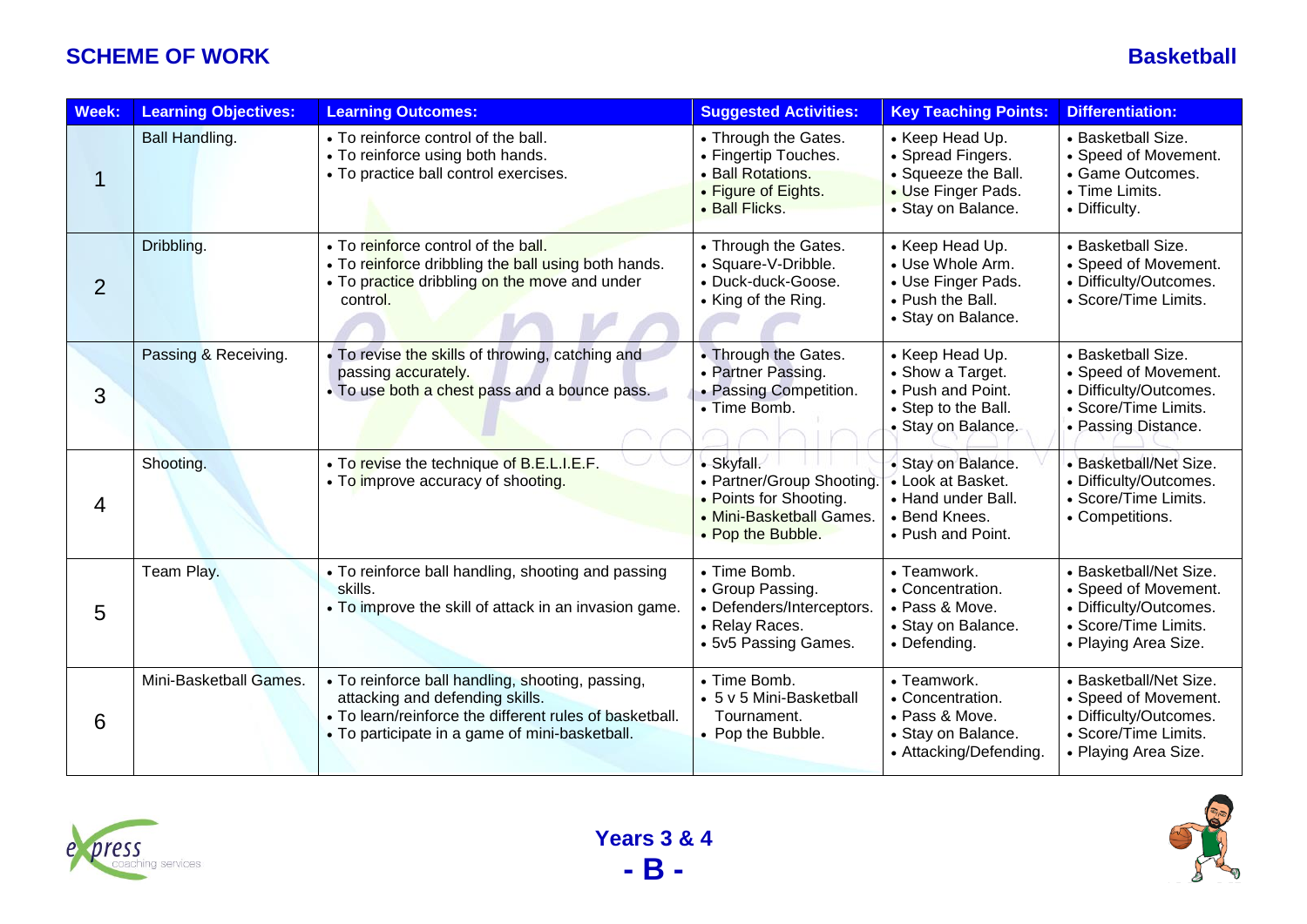**SCHEME OF WORK** **Basketball**

| Week: | Learning Objectives: | Learning Outcomes: | Suggested Activities: | Key Teaching Points: | Differentiation: |
|---|---|---|---|---|---|
| 1 | Ball Handling. | • To reinforce control of the ball.<br>• To reinforce using both hands.<br>• To practice ball control exercises. | • Through the Gates.<br>• Fingertip Touches.<br>• Ball Rotations.<br>• Figure of Eights.<br>• Ball Flicks. | • Keep Head Up.<br>• Spread Fingers.<br>• Squeeze the Ball.<br>• Use Finger Pads.<br>• Stay on Balance. | • Basketball Size.<br>• Speed of Movement.<br>• Game Outcomes.<br>• Time Limits.<br>• Difficulty. |
| 2 | Dribbling. | • To reinforce control of the ball.<br>• To reinforce dribbling the ball using both hands.<br>• To practice dribbling on the move and under control. | • Through the Gates.<br>• Square-V-Dribble.<br>• Duck-duck-Goose.<br>• King of the Ring. | • Keep Head Up.<br>• Use Whole Arm.<br>• Use Finger Pads.<br>• Push the Ball.<br>• Stay on Balance. | • Basketball Size.<br>• Speed of Movement.<br>• Difficulty/Outcomes.<br>• Score/Time Limits. |
| 3 | Passing & Receiving. | • To revise the skills of throwing, catching and passing accurately.<br>• To use both a chest pass and a bounce pass. | • Through the Gates.<br>• Partner Passing.<br>• Passing Competition.<br>• Time Bomb. | • Keep Head Up.<br>• Show a Target.<br>• Push and Point.<br>• Step to the Ball.<br>• Stay on Balance. | • Basketball Size.<br>• Speed of Movement.<br>• Difficulty/Outcomes.<br>• Score/Time Limits.<br>• Passing Distance. |
| 4 | Shooting. | • To revise the technique of B.E.L.I.E.F.<br>• To improve accuracy of shooting. | • Skyfall.<br>• Partner/Group Shooting.<br>• Points for Shooting.<br>• Mini-Basketball Games.<br>• Pop the Bubble. | • Stay on Balance.<br>• Look at Basket.<br>• Hand under Ball.<br>• Bend Knees.<br>• Push and Point. | • Basketball/Net Size.<br>• Difficulty/Outcomes.<br>• Score/Time Limits.<br>• Competitions. |
| 5 | Team Play. | • To reinforce ball handling, shooting and passing skills.<br>• To improve the skill of attack in an invasion game. | • Time Bomb.<br>• Group Passing.<br>• Defenders/Interceptors.<br>• Relay Races.<br>• 5v5 Passing Games. | • Teamwork.<br>• Concentration.<br>• Pass & Move.<br>• Stay on Balance.<br>• Defending. | • Basketball/Net Size.<br>• Speed of Movement.<br>• Difficulty/Outcomes.<br>• Score/Time Limits.<br>• Playing Area Size. |
| 6 | Mini-Basketball Games. | • To reinforce ball handling, shooting, passing, attacking and defending skills.<br>• To learn/reinforce the different rules of basketball.<br>• To participate in a game of mini-basketball. | • Time Bomb.<br>• 5 v 5 Mini-Basketball Tournament.<br>• Pop the Bubble. | • Teamwork.<br>• Concentration.<br>• Pass & Move.<br>• Stay on Balance.<br>• Attacking/Defending. | • Basketball/Net Size.<br>• Speed of Movement.<br>• Difficulty/Outcomes.<br>• Score/Time Limits.<br>• Playing Area Size. |

**Years 3 & 4**
**- B -**